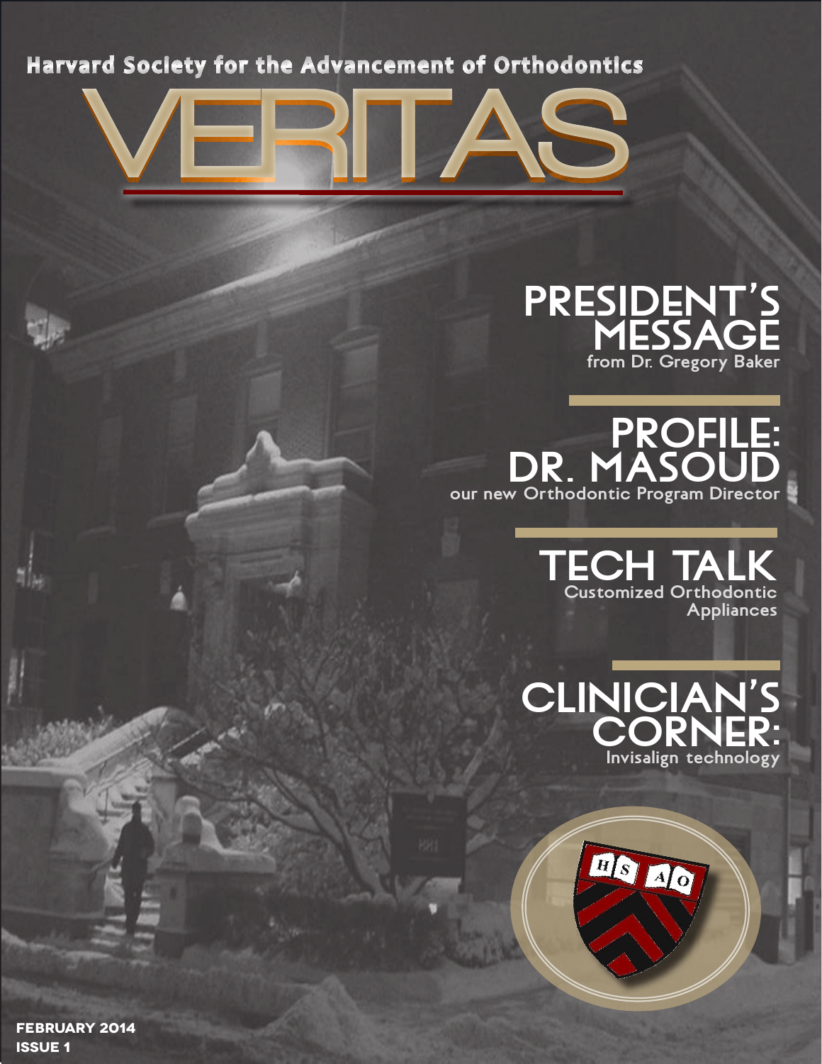Harvard Society for the Advancement of Orthodontics

# VERITAS

## PRESIDENT'S MESSAGE
from Dr. Gregory Baker

## PROFILE: DR. MASOUD
our new Orthodontic Program Director

## TECH TALK
Customized Orthodontic Appliances

## CLINICIAN'S CORNER:
Invisalign technology

HS AO

**FEBRUARY 2014**
**ISSUE 1**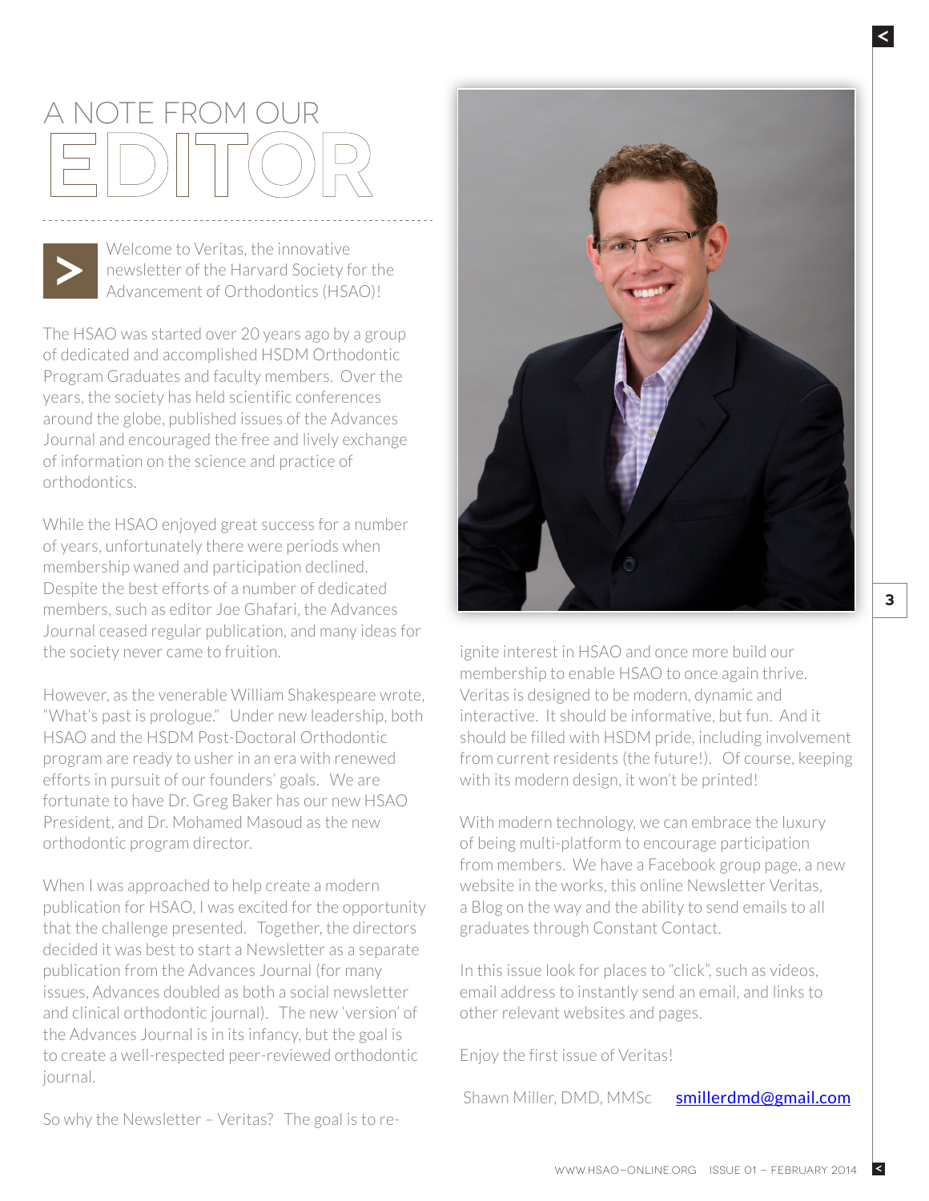# A NOTE FROM OUR EDITOR

Welcome to Veritas, the innovative newsletter of the Harvard Society for the Advancement of Orthodontics (HSAO)!

The HSAO was started over 20 years ago by a group of dedicated and accomplished HSDM Orthodontic Program Graduates and faculty members. Over the years, the society has held scientific conferences around the globe, published issues of the Advances Journal and encouraged the free and lively exchange of information on the science and practice of orthodontics.

While the HSAO enjoyed great success for a number of years, unfortunately there were periods when membership waned and participation declined. Despite the best efforts of a number of dedicated members, such as editor Joe Ghafari, the Advances Journal ceased regular publication, and many ideas for the society never came to fruition.

However, as the venerable William Shakespeare wrote, "What's past is prologue." Under new leadership, both HSAO and the HSDM Post-Doctoral Orthodontic program are ready to usher in an era with renewed efforts in pursuit of our founders' goals. We are fortunate to have Dr. Greg Baker has our new HSAO President, and Dr. Mohamed Masoud as the new orthodontic program director.

When I was approached to help create a modern publication for HSAO, I was excited for the opportunity that the challenge presented. Together, the directors decided it was best to start a Newsletter as a separate publication from the Advances Journal (for many issues, Advances doubled as both a social newsletter and clinical orthodontic journal). The new 'version' of the Advances Journal is in its infancy, but the goal is to create a well-respected peer-reviewed orthodontic journal.

So why the Newsletter – Veritas? The goal is to re-ignite interest in HSAO and once more build our membership to enable HSAO to once again thrive. Veritas is designed to be modern, dynamic and interactive. It should be informative, but fun. And it should be filled with HSDM pride, including involvement from current residents (the future!). Of course, keeping with its modern design, it won't be printed!

With modern technology, we can embrace the luxury of being multi-platform to encourage participation from members. We have a Facebook group page, a new website in the works, this online Newsletter Veritas, a Blog on the way and the ability to send emails to all graduates through Constant Contact.

In this issue look for places to "click", such as videos, email address to instantly send an email, and links to other relevant websites and pages.

Enjoy the first issue of Veritas!

Shawn Miller, DMD, MMSc smillerdmd@gmail.com